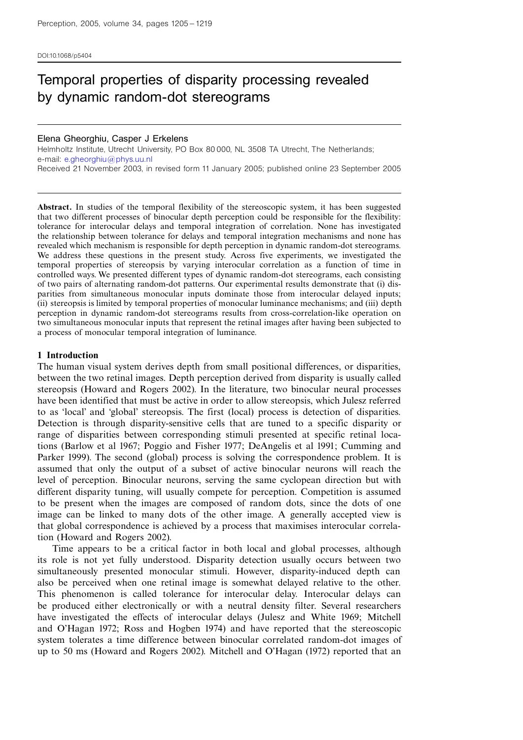Perception, 2005, volume 34, pages 1205 – 1219

DOI:10.1068/p5404

# Temporal properties of disparity processing revealed by dynamic random-dot stereograms

**Elena Gheorghiu, Casper J Erkelens**

Helmholtz Institute, Utrecht University, PO Box 80 000, NL 3508 TA Utrecht, The Netherlands; e-mail: e.gheorghiu@phys.uu.nl

Received 21 November 2003, in revised form 11 January 2005; published online 23 September 2005

**Abstract.** In studies of the temporal flexibility of the stereoscopic system, it has been suggested that two different processes of binocular depth perception could be responsible for the flexibility: tolerance for interocular delays and temporal integration of correlation. None has investigated the relationship between tolerance for delays and temporal integration mechanisms and none has revealed which mechanism is responsible for depth perception in dynamic random-dot stereograms. We address these questions in the present study. Across five experiments, we investigated the temporal properties of stereopsis by varying interocular correlation as a function of time in controlled ways. We presented different types of dynamic random-dot stereograms, each consisting of two pairs of alternating random-dot patterns. Our experimental results demonstrate that (i) disparities from simultaneous monocular inputs dominate those from interocular delayed inputs; (ii) stereopsis is limited by temporal properties of monocular luminance mechanisms; and (iii) depth perception in dynamic random-dot stereograms results from cross-correlation-like operation on two simultaneous monocular inputs that represent the retinal images after having been subjected to a process of monocular temporal integration of luminance.

## 1 Introduction

The human visual system derives depth from small positional differences, or disparities, between the two retinal images. Depth perception derived from disparity is usually called stereopsis (Howard and Rogers 2002). In the literature, two binocular neural processes have been identified that must be active in order to allow stereopsis, which Julesz referred to as 'local' and 'global' stereopsis. The first (local) process is detection of disparities. Detection is through disparity-sensitive cells that are tuned to a specific disparity or range of disparities between corresponding stimuli presented at specific retinal locations (Barlow et al 1967; Poggio and Fisher 1977; DeAngelis et al 1991; Cumming and Parker 1999). The second (global) process is solving the correspondence problem. It is assumed that only the output of a subset of active binocular neurons will reach the level of perception. Binocular neurons, serving the same cyclopean direction but with different disparity tuning, will usually compete for perception. Competition is assumed to be present when the images are composed of random dots, since the dots of one image can be linked to many dots of the other image. A generally accepted view is that global correspondence is achieved by a process that maximises interocular correlation (Howard and Rogers 2002).

Time appears to be a critical factor in both local and global processes, although its role is not yet fully understood. Disparity detection usually occurs between two simultaneously presented monocular stimuli. However, disparity-induced depth can also be perceived when one retinal image is somewhat delayed relative to the other. This phenomenon is called tolerance for interocular delay. Interocular delays can be produced either electronically or with a neutral density filter. Several researchers have investigated the effects of interocular delays (Julesz and White 1969; Mitchell and O'Hagan 1972; Ross and Hogben 1974) and have reported that the stereoscopic system tolerates a time difference between binocular correlated random-dot images of up to 50 ms (Howard and Rogers 2002). Mitchell and O'Hagan (1972) reported that an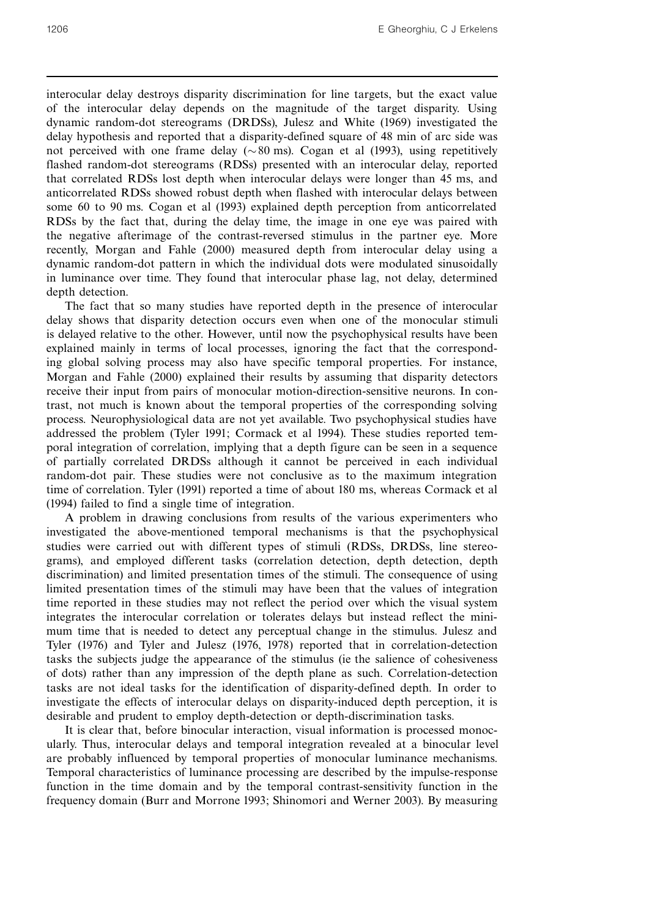interocular delay destroys disparity discrimination for line targets, but the exact value of the interocular delay depends on the magnitude of the target disparity. Using dynamic random-dot stereograms (DRDSs), Julesz and White (1969) investigated the delay hypothesis and reported that a disparity-defined square of 48 min of arc side was not perceived with one frame delay ($\sim$80 ms). Cogan et al (1993), using repetitively flashed random-dot stereograms (RDSs) presented with an interocular delay, reported that correlated RDSs lost depth when interocular delays were longer than 45 ms, and anticorrelated RDSs showed robust depth when flashed with interocular delays between some 60 to 90 ms. Cogan et al (1993) explained depth perception from anticorrelated RDSs by the fact that, during the delay time, the image in one eye was paired with the negative afterimage of the contrast-reversed stimulus in the partner eye. More recently, Morgan and Fahle (2000) measured depth from interocular delay using a dynamic random-dot pattern in which the individual dots were modulated sinusoidally in luminance over time. They found that interocular phase lag, not delay, determined depth detection.

The fact that so many studies have reported depth in the presence of interocular delay shows that disparity detection occurs even when one of the monocular stimuli is delayed relative to the other. However, until now the psychophysical results have been explained mainly in terms of local processes, ignoring the fact that the corresponding global solving process may also have specific temporal properties. For instance, Morgan and Fahle (2000) explained their results by assuming that disparity detectors receive their input from pairs of monocular motion-direction-sensitive neurons. In contrast, not much is known about the temporal properties of the corresponding solving process. Neurophysiological data are not yet available. Two psychophysical studies have addressed the problem (Tyler 1991; Cormack et al 1994). These studies reported temporal integration of correlation, implying that a depth figure can be seen in a sequence of partially correlated DRDSs although it cannot be perceived in each individual random-dot pair. These studies were not conclusive as to the maximum integration time of correlation. Tyler (1991) reported a time of about 180 ms, whereas Cormack et al (1994) failed to find a single time of integration.

A problem in drawing conclusions from results of the various experimenters who investigated the above-mentioned temporal mechanisms is that the psychophysical studies were carried out with different types of stimuli (RDSs, DRDSs, line stereograms), and employed different tasks (correlation detection, depth detection, depth discrimination) and limited presentation times of the stimuli. The consequence of using limited presentation times of the stimuli may have been that the values of integration time reported in these studies may not reflect the period over which the visual system integrates the interocular correlation or tolerates delays but instead reflect the minimum time that is needed to detect any perceptual change in the stimulus. Julesz and Tyler (1976) and Tyler and Julesz (1976, 1978) reported that in correlation-detection tasks the subjects judge the appearance of the stimulus (ie the salience of cohesiveness of dots) rather than any impression of the depth plane as such. Correlation-detection tasks are not ideal tasks for the identification of disparity-defined depth. In order to investigate the effects of interocular delays on disparity-induced depth perception, it is desirable and prudent to employ depth-detection or depth-discrimination tasks.

It is clear that, before binocular interaction, visual information is processed monocularly. Thus, interocular delays and temporal integration revealed at a binocular level are probably influenced by temporal properties of monocular luminance mechanisms. Temporal characteristics of luminance processing are described by the impulse-response function in the time domain and by the temporal contrast-sensitivity function in the frequency domain (Burr and Morrone 1993; Shinomori and Werner 2003). By measuring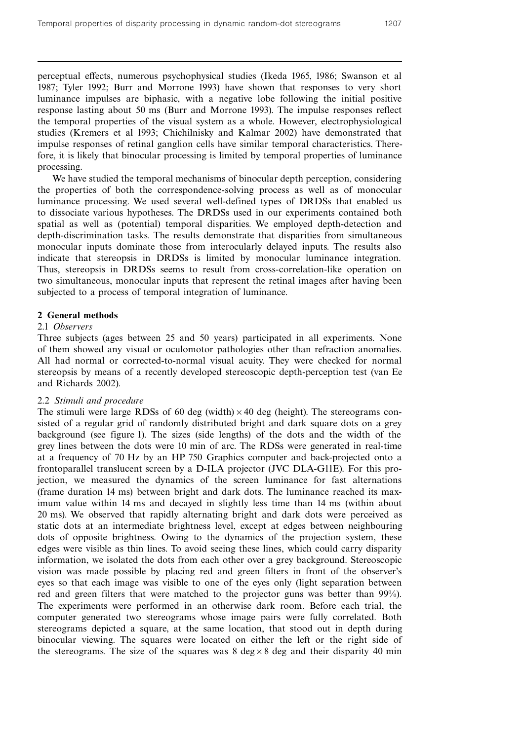perceptual effects, numerous psychophysical studies (Ikeda 1965, 1986; Swanson et al 1987; Tyler 1992; Burr and Morrone 1993) have shown that responses to very short luminance impulses are biphasic, with a negative lobe following the initial positive response lasting about 50 ms (Burr and Morrone 1993). The impulse responses reflect the temporal properties of the visual system as a whole. However, electrophysiological studies (Kremers et al 1993; Chichilnisky and Kalmar 2002) have demonstrated that impulse responses of retinal ganglion cells have similar temporal characteristics. Therefore, it is likely that binocular processing is limited by temporal properties of luminance processing.

We have studied the temporal mechanisms of binocular depth perception, considering the properties of both the correspondence-solving process as well as of monocular luminance processing. We used several well-defined types of DRDSs that enabled us to dissociate various hypotheses. The DRDSs used in our experiments contained both spatial as well as (potential) temporal disparities. We employed depth-detection and depth-discrimination tasks. The results demonstrate that disparities from simultaneous monocular inputs dominate those from interocularly delayed inputs. The results also indicate that stereopsis in DRDSs is limited by monocular luminance integration. Thus, stereopsis in DRDSs seems to result from cross-correlation-like operation on two simultaneous, monocular inputs that represent the retinal images after having been subjected to a process of temporal integration of luminance.

## 2 General methods

### 2.1 *Observers*

Three subjects (ages between 25 and 50 years) participated in all experiments. None of them showed any visual or oculomotor pathologies other than refraction anomalies. All had normal or corrected-to-normal visual acuity. They were checked for normal stereopsis by means of a recently developed stereoscopic depth-perception test (van Ee and Richards 2002).

### 2.2 *Stimuli and procedure*

The stimuli were large RDSs of 60 deg (width) $\times$ 40 deg (height). The stereograms consisted of a regular grid of randomly distributed bright and dark square dots on a grey background (see figure 1). The sizes (side lengths) of the dots and the width of the grey lines between the dots were 10 min of arc. The RDSs were generated in real-time at a frequency of 70 Hz by an HP 750 Graphics computer and back-projected onto a frontoparallel translucent screen by a D-ILA projector (JVC DLA-G11E). For this projection, we measured the dynamics of the screen luminance for fast alternations (frame duration 14 ms) between bright and dark dots. The luminance reached its maximum value within 14 ms and decayed in slightly less time than 14 ms (within about 20 ms). We observed that rapidly alternating bright and dark dots were perceived as static dots at an intermediate brightness level, except at edges between neighbouring dots of opposite brightness. Owing to the dynamics of the projection system, these edges were visible as thin lines. To avoid seeing these lines, which could carry disparity information, we isolated the dots from each other over a grey background. Stereoscopic vision was made possible by placing red and green filters in front of the observer's eyes so that each image was visible to one of the eyes only (light separation between red and green filters that were matched to the projector guns was better than 99%). The experiments were performed in an otherwise dark room. Before each trial, the computer generated two stereograms whose image pairs were fully correlated. Both stereograms depicted a square, at the same location, that stood out in depth during binocular viewing. The squares were located on either the left or the right side of the stereograms. The size of the squares was 8 deg $\times$ 8 deg and their disparity 40 min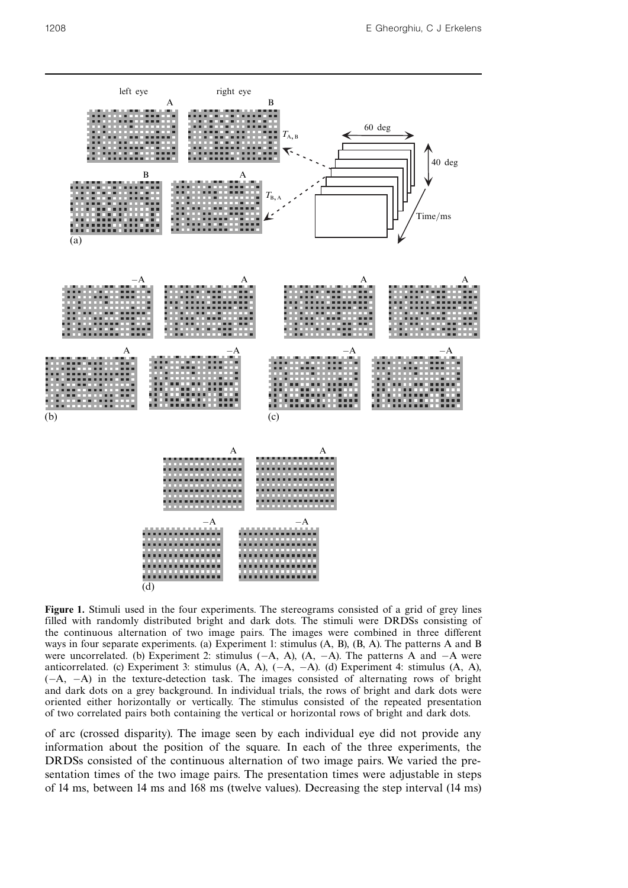**Figure 1.** Stimuli used in the four experiments. The stereograms consisted of a grid of grey lines filled with randomly distributed bright and dark dots. The stimuli were DRDSs consisting of the continuous alternation of two image pairs. The images were combined in three different ways in four separate experiments. (a) Experiment 1: stimulus (A, B), (B, A). The patterns A and B were uncorrelated. (b) Experiment 2: stimulus (−A, A), (A, −A). The patterns A and −A were anticorrelated. (c) Experiment 3: stimulus (A, A), (−A, −A). (d) Experiment 4: stimulus (A, A), (−A, −A) in the texture-detection task. The images consisted of alternating rows of bright and dark dots on a grey background. In individual trials, the rows of bright and dark dots were oriented either horizontally or vertically. The stimulus consisted of the repeated presentation of two correlated pairs both containing the vertical or horizontal rows of bright and dark dots.

of arc (crossed disparity). The image seen by each individual eye did not provide any information about the position of the square. In each of the three experiments, the DRDSs consisted of the continuous alternation of two image pairs. We varied the presentation times of the two image pairs. The presentation times were adjustable in steps of 14 ms, between 14 ms and 168 ms (twelve values). Decreasing the step interval (14 ms)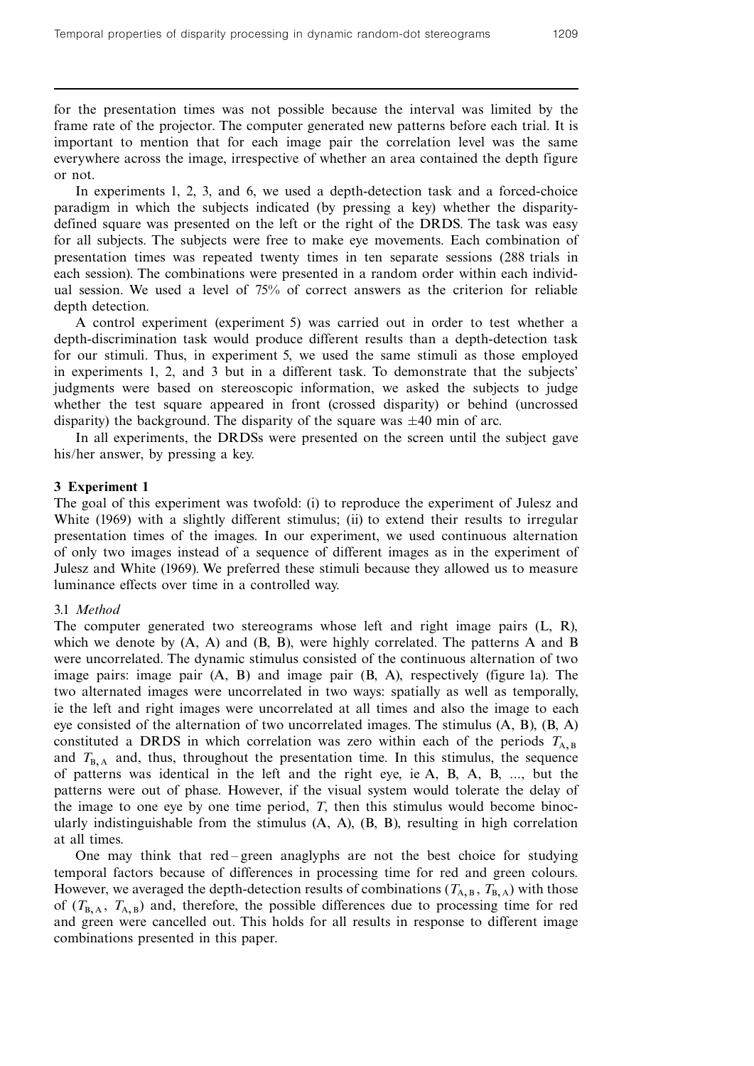for the presentation times was not possible because the interval was limited by the frame rate of the projector. The computer generated new patterns before each trial. It is important to mention that for each image pair the correlation level was the same everywhere across the image, irrespective of whether an area contained the depth figure or not.

In experiments 1, 2, 3, and 6, we used a depth-detection task and a forced-choice paradigm in which the subjects indicated (by pressing a key) whether the disparity-defined square was presented on the left or the right of the DRDS. The task was easy for all subjects. The subjects were free to make eye movements. Each combination of presentation times was repeated twenty times in ten separate sessions (288 trials in each session). The combinations were presented in a random order within each individual session. We used a level of 75% of correct answers as the criterion for reliable depth detection.

A control experiment (experiment 5) was carried out in order to test whether a depth-discrimination task would produce different results than a depth-detection task for our stimuli. Thus, in experiment 5, we used the same stimuli as those employed in experiments 1, 2, and 3 but in a different task. To demonstrate that the subjects' judgments were based on stereoscopic information, we asked the subjects to judge whether the test square appeared in front (crossed disparity) or behind (uncrossed disparity) the background. The disparity of the square was $\pm 40$ min of arc.

In all experiments, the DRDSs were presented on the screen until the subject gave his/her answer, by pressing a key.

## 3 Experiment 1

The goal of this experiment was twofold: (i) to reproduce the experiment of Julesz and White (1969) with a slightly different stimulus; (ii) to extend their results to irregular presentation times of the images. In our experiment, we used continuous alternation of only two images instead of a sequence of different images as in the experiment of Julesz and White (1969). We preferred these stimuli because they allowed us to measure luminance effects over time in a controlled way.

### 3.1 *Method*

The computer generated two stereograms whose left and right image pairs (L, R), which we denote by (A, A) and (B, B), were highly correlated. The patterns A and B were uncorrelated. The dynamic stimulus consisted of the continuous alternation of two image pairs: image pair (A, B) and image pair (B, A), respectively (figure 1a). The two alternated images were uncorrelated in two ways: spatially as well as temporally, ie the left and right images were uncorrelated at all times and also the image to each eye consisted of the alternation of two uncorrelated images. The stimulus (A, B), (B, A) constituted a DRDS in which correlation was zero within each of the periods $T_{A,B}$ and $T_{B,A}$ and, thus, throughout the presentation time. In this stimulus, the sequence of patterns was identical in the left and the right eye, ie A, B, A, B, ..., but the patterns were out of phase. However, if the visual system would tolerate the delay of the image to one eye by one time period, $T$, then this stimulus would become binocularly indistinguishable from the stimulus (A, A), (B, B), resulting in high correlation at all times.

One may think that red – green anaglyphs are not the best choice for studying temporal factors because of differences in processing time for red and green colours. However, we averaged the depth-detection results of combinations ($T_{A,B}$, $T_{B,A}$) with those of ($T_{B,A}$, $T_{A,B}$) and, therefore, the possible differences due to processing time for red and green were cancelled out. This holds for all results in response to different image combinations presented in this paper.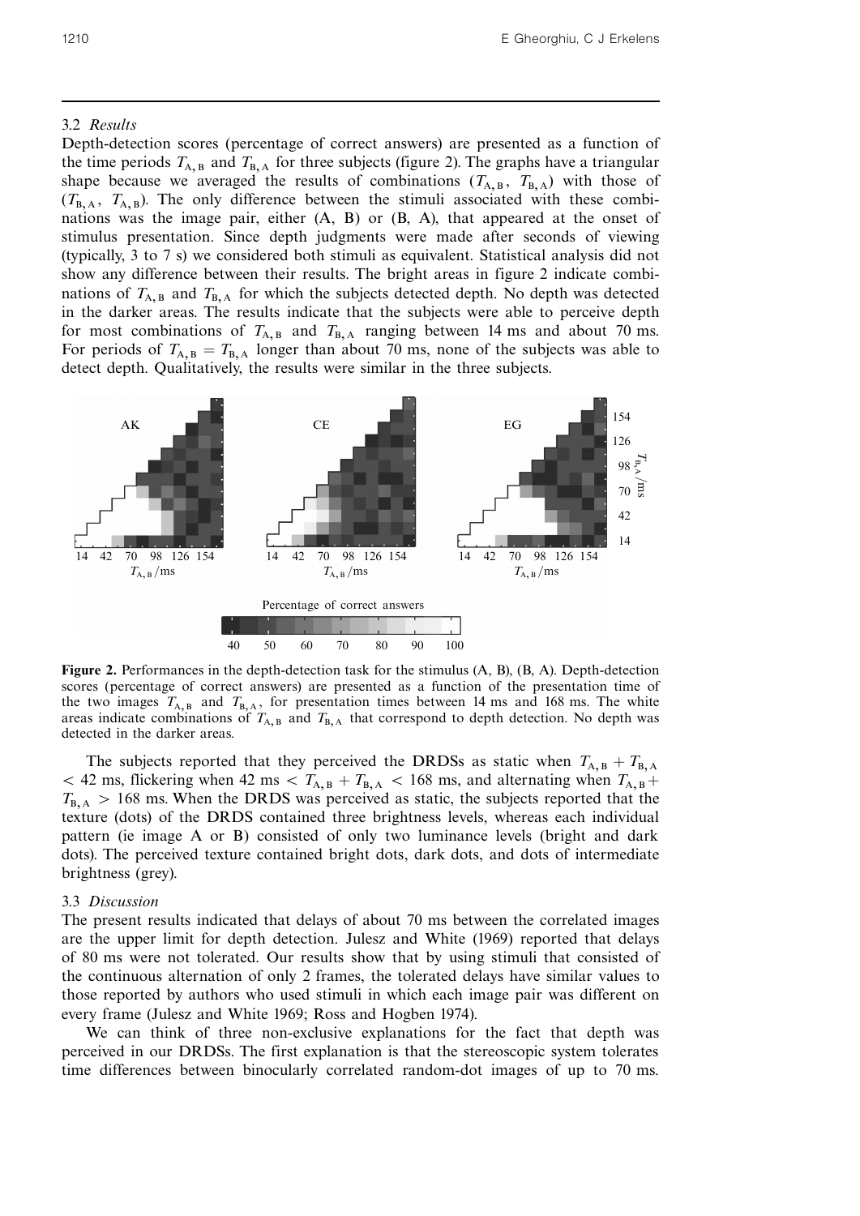### 3.2 *Results*

Depth-detection scores (percentage of correct answers) are presented as a function of the time periods $T_{A,B}$ and $T_{B,A}$ for three subjects (figure 2). The graphs have a triangular shape because we averaged the results of combinations $(T_{A,B}, T_{B,A})$ with those of $(T_{B,A}, T_{A,B})$. The only difference between the stimuli associated with these combinations was the image pair, either (A, B) or (B, A), that appeared at the onset of stimulus presentation. Since depth judgments were made after seconds of viewing (typically, 3 to 7 s) we considered both stimuli as equivalent. Statistical analysis did not show any difference between their results. The bright areas in figure 2 indicate combinations of $T_{A,B}$ and $T_{B,A}$ for which the subjects detected depth. No depth was detected in the darker areas. The results indicate that the subjects were able to perceive depth for most combinations of $T_{A,B}$ and $T_{B,A}$ ranging between 14 ms and about 70 ms. For periods of $T_{A,B} = T_{B,A}$ longer than about 70 ms, none of the subjects was able to detect depth. Qualitatively, the results were similar in the three subjects.

**Figure 2.** Performances in the depth-detection task for the stimulus (A, B), (B, A). Depth-detection scores (percentage of correct answers) are presented as a function of the presentation time of the two images $T_{A,B}$ and $T_{B,A}$, for presentation times between 14 ms and 168 ms. The white areas indicate combinations of $T_{A,B}$ and $T_{B,A}$ that correspond to depth detection. No depth was detected in the darker areas.

The subjects reported that they perceived the DRDSs as static when $T_{A,B} + T_{B,A} < 42$ ms, flickering when $42 \text{ ms} < T_{A,B} + T_{B,A} < 168$ ms, and alternating when $T_{A,B} + T_{B,A} > 168$ ms. When the DRDS was perceived as static, the subjects reported that the texture (dots) of the DRDS contained three brightness levels, whereas each individual pattern (ie image A or B) consisted of only two luminance levels (bright and dark dots). The perceived texture contained bright dots, dark dots, and dots of intermediate brightness (grey).

### 3.3 *Discussion*

The present results indicated that delays of about 70 ms between the correlated images are the upper limit for depth detection. Julesz and White (1969) reported that delays of 80 ms were not tolerated. Our results show that by using stimuli that consisted of the continuous alternation of only 2 frames, the tolerated delays have similar values to those reported by authors who used stimuli in which each image pair was different on every frame (Julesz and White 1969; Ross and Hogben 1974).

We can think of three non-exclusive explanations for the fact that depth was perceived in our DRDSs. The first explanation is that the stereoscopic system tolerates time differences between binocularly correlated random-dot images of up to 70 ms.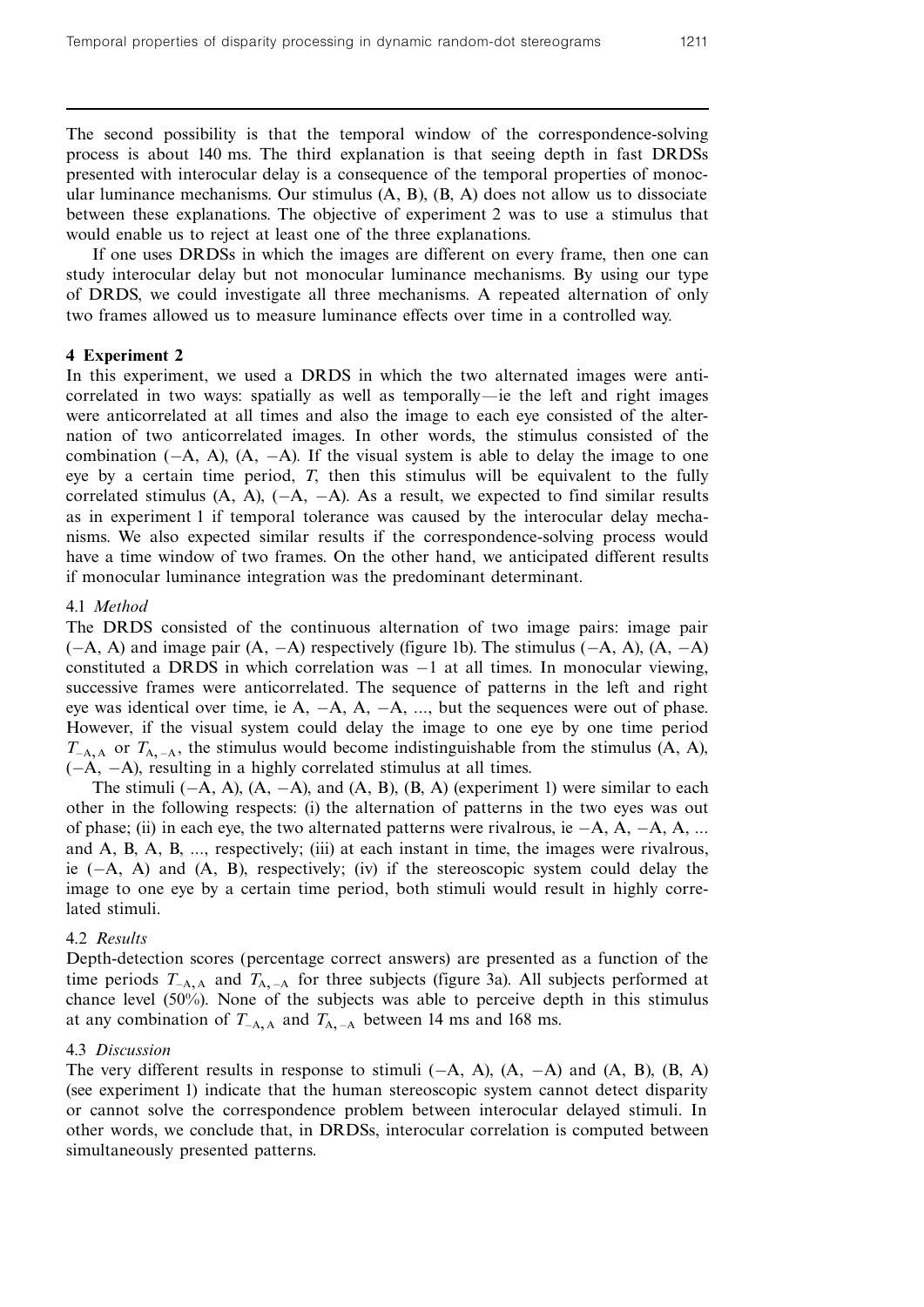The second possibility is that the temporal window of the correspondence-solving process is about 140 ms. The third explanation is that seeing depth in fast DRDSs presented with interocular delay is a consequence of the temporal properties of monocular luminance mechanisms. Our stimulus (A, B), (B, A) does not allow us to dissociate between these explanations. The objective of experiment 2 was to use a stimulus that would enable us to reject at least one of the three explanations.

If one uses DRDSs in which the images are different on every frame, then one can study interocular delay but not monocular luminance mechanisms. By using our type of DRDS, we could investigate all three mechanisms. A repeated alternation of only two frames allowed us to measure luminance effects over time in a controlled way.

## 4 Experiment 2

In this experiment, we used a DRDS in which the two alternated images were anticorrelated in two ways: spatially as well as temporally—ie the left and right images were anticorrelated at all times and also the image to each eye consisted of the alternation of two anticorrelated images. In other words, the stimulus consisted of the combination (−A, A), (A, −A). If the visual system is able to delay the image to one eye by a certain time period, $T$, then this stimulus will be equivalent to the fully correlated stimulus (A, A), (−A, −A). As a result, we expected to find similar results as in experiment 1 if temporal tolerance was caused by the interocular delay mechanisms. We also expected similar results if the correspondence-solving process would have a time window of two frames. On the other hand, we anticipated different results if monocular luminance integration was the predominant determinant.

### 4.1 *Method*

The DRDS consisted of the continuous alternation of two image pairs: image pair (−A, A) and image pair (A, −A) respectively (figure 1b). The stimulus (−A, A), (A, −A) constituted a DRDS in which correlation was −1 at all times. In monocular viewing, successive frames were anticorrelated. The sequence of patterns in the left and right eye was identical over time, ie A, −A, A, −A, ..., but the sequences were out of phase. However, if the visual system could delay the image to one eye by one time period $T_{-\mathrm{A},\mathrm{A}}$ or $T_{\mathrm{A},-\mathrm{A}}$, the stimulus would become indistinguishable from the stimulus (A, A), (−A, −A), resulting in a highly correlated stimulus at all times.

The stimuli (−A, A), (A, −A), and (A, B), (B, A) (experiment 1) were similar to each other in the following respects: (i) the alternation of patterns in the two eyes was out of phase; (ii) in each eye, the two alternated patterns were rivalrous, ie −A, A, −A, A, ... and A, B, A, B, ..., respectively; (iii) at each instant in time, the images were rivalrous, ie (−A, A) and (A, B), respectively; (iv) if the stereoscopic system could delay the image to one eye by a certain time period, both stimuli would result in highly correlated stimuli.

### 4.2 *Results*

Depth-detection scores (percentage correct answers) are presented as a function of the time periods $T_{-\mathrm{A},\mathrm{A}}$ and $T_{\mathrm{A},-\mathrm{A}}$ for three subjects (figure 3a). All subjects performed at chance level (50%). None of the subjects was able to perceive depth in this stimulus at any combination of $T_{-\mathrm{A},\mathrm{A}}$ and $T_{\mathrm{A},-\mathrm{A}}$ between 14 ms and 168 ms.

### 4.3 *Discussion*

The very different results in response to stimuli (−A, A), (A, −A) and (A, B), (B, A) (see experiment 1) indicate that the human stereoscopic system cannot detect disparity or cannot solve the correspondence problem between interocular delayed stimuli. In other words, we conclude that, in DRDSs, interocular correlation is computed between simultaneously presented patterns.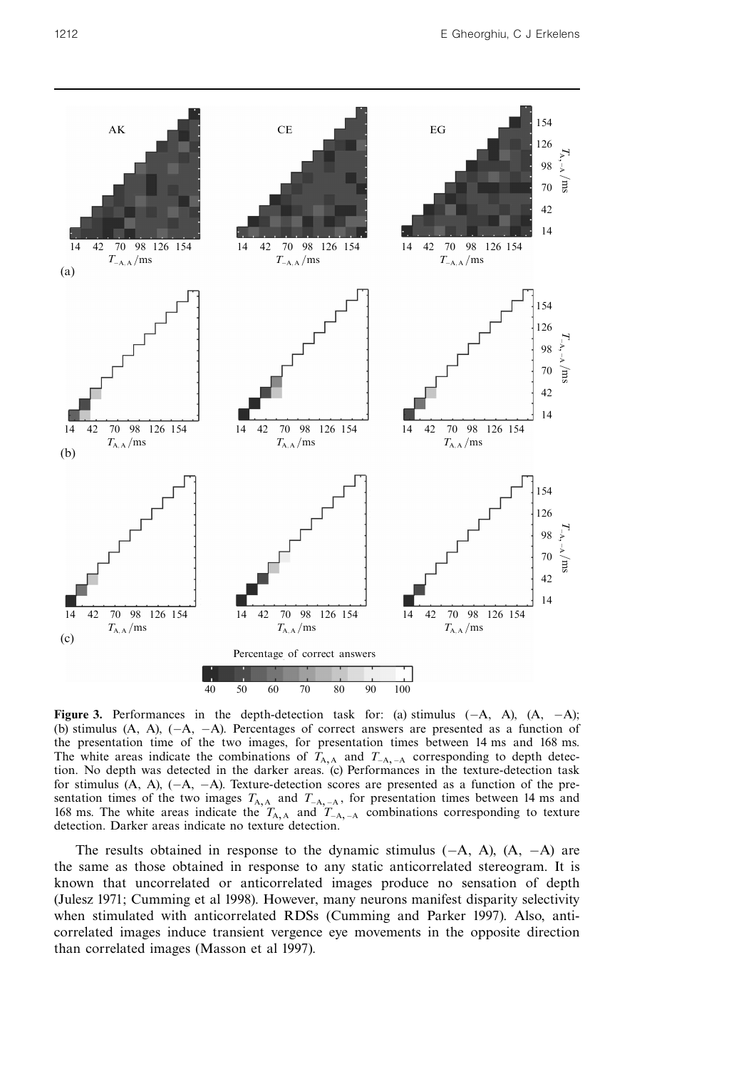**Figure 3.** Performances in the depth-detection task for: (a) stimulus $(-A, A)$, $(A, -A)$; (b) stimulus $(A, A)$, $(-A, -A)$. Percentages of correct answers are presented as a function of the presentation time of the two images, for presentation times between 14 ms and 168 ms. The white areas indicate the combinations of $T_{A,A}$ and $T_{-A,-A}$ corresponding to depth detection. No depth was detected in the darker areas. (c) Performances in the texture-detection task for stimulus $(A, A)$, $(-A, -A)$. Texture-detection scores are presented as a function of the presentation times of the two images $T_{A,A}$ and $T_{-A,-A}$, for presentation times between 14 ms and 168 ms. The white areas indicate the $T_{A,A}$ and $T_{-A,-A}$ combinations corresponding to texture detection. Darker areas indicate no texture detection.

The results obtained in response to the dynamic stimulus $(-A, A)$, $(A, -A)$ are the same as those obtained in response to any static anticorrelated stereogram. It is known that uncorrelated or anticorrelated images produce no sensation of depth (Julesz 1971; Cumming et al 1998). However, many neurons manifest disparity selectivity when stimulated with anticorrelated RDSs (Cumming and Parker 1997). Also, anticorrelated images induce transient vergence eye movements in the opposite direction than correlated images (Masson et al 1997).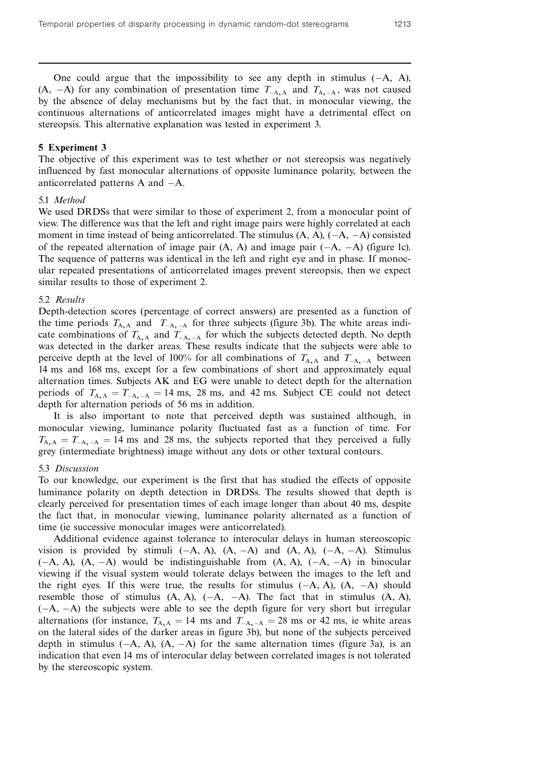One could argue that the impossibility to see any depth in stimulus (−A, A), (A, −A) for any combination of presentation time $T_{-A,A}$ and $T_{A,-A}$, was not caused by the absence of delay mechanisms but by the fact that, in monocular viewing, the continuous alternations of anticorrelated images might have a detrimental effect on stereopsis. This alternative explanation was tested in experiment 3.

## 5 Experiment 3

The objective of this experiment was to test whether or not stereopsis was negatively influenced by fast monocular alternations of opposite luminance polarity, between the anticorrelated patterns A and −A.

### 5.1 *Method*

We used DRDSs that were similar to those of experiment 2, from a monocular point of view. The difference was that the left and right image pairs were highly correlated at each moment in time instead of being anticorrelated. The stimulus (A, A), (−A, −A) consisted of the repeated alternation of image pair (A, A) and image pair (−A, −A) (figure 1c). The sequence of patterns was identical in the left and right eye and in phase. If monocular repeated presentations of anticorrelated images prevent stereopsis, then we expect similar results to those of experiment 2.

### 5.2 *Results*

Depth-detection scores (percentage of correct answers) are presented as a function of the time periods $T_{A,A}$ and $T_{-A,-A}$ for three subjects (figure 3b). The white areas indicate combinations of $T_{A,A}$ and $T_{-A,-A}$ for which the subjects detected depth. No depth was detected in the darker areas. These results indicate that the subjects were able to perceive depth at the level of 100% for all combinations of $T_{A,A}$ and $T_{-A,-A}$ between 14 ms and 168 ms, except for a few combinations of short and approximately equal alternation times. Subjects AK and EG were unable to detect depth for the alternation periods of $T_{A,A} = T_{-A,-A} = 14$ ms, 28 ms, and 42 ms. Subject CE could not detect depth for alternation periods of 56 ms in addition.

It is also important to note that perceived depth was sustained although, in monocular viewing, luminance polarity fluctuated fast as a function of time. For $T_{A,A} = T_{-A,-A} = 14$ ms and 28 ms, the subjects reported that they perceived a fully grey (intermediate brightness) image without any dots or other textural contours.

### 5.3 *Discussion*

To our knowledge, our experiment is the first that has studied the effects of opposite luminance polarity on depth detection in DRDSs. The results showed that depth is clearly perceived for presentation times of each image longer than about 40 ms, despite the fact that, in monocular viewing, luminance polarity alternated as a function of time (ie successive monocular images were anticorrelated).

Additional evidence against tolerance to interocular delays in human stereoscopic vision is provided by stimuli (−A, A), (A, −A) and (A, A), (−A, −A). Stimulus (−A, A), (A, −A) would be indistinguishable from (A, A), (−A, −A) in binocular viewing if the visual system would tolerate delays between the images to the left and the right eyes. If this were true, the results for stimulus (−A, A), (A, −A) should resemble those of stimulus (A, A), (−A, −A). The fact that in stimulus (A, A), (−A, −A) the subjects were able to see the depth figure for very short but irregular alternations (for instance, $T_{A,A} = 14$ ms and $T_{-A,-A} = 28$ ms or 42 ms, ie white areas on the lateral sides of the darker areas in figure 3b), but none of the subjects perceived depth in stimulus (−A, A), (A, −A) for the same alternation times (figure 3a), is an indication that even 14 ms of interocular delay between correlated images is not tolerated by the stereoscopic system.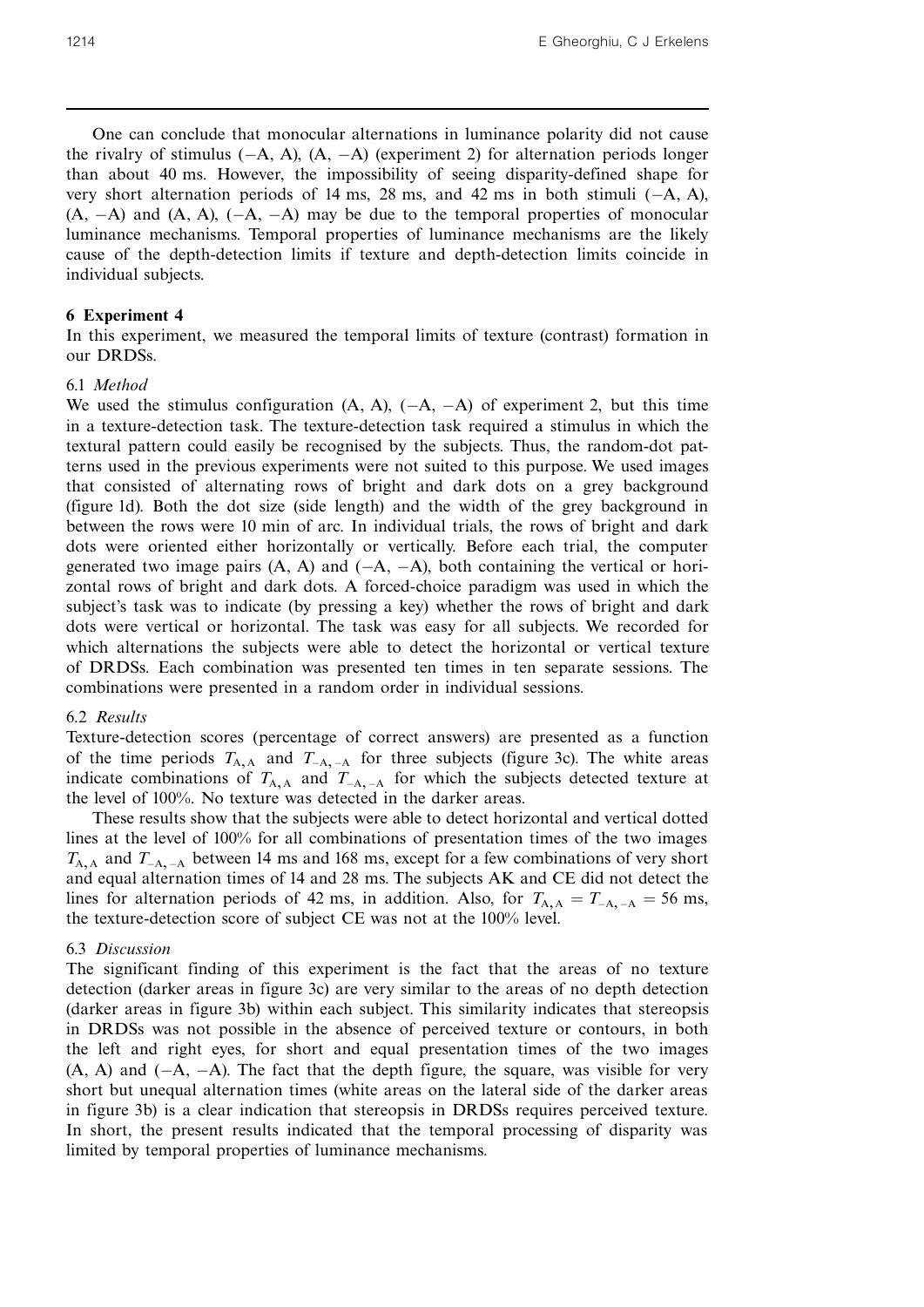One can conclude that monocular alternations in luminance polarity did not cause the rivalry of stimulus ($-$A, A), (A, $-$A) (experiment 2) for alternation periods longer than about 40 ms. However, the impossibility of seeing disparity-defined shape for very short alternation periods of 14 ms, 28 ms, and 42 ms in both stimuli ($-$A, A), (A, $-$A) and (A, A), ($-$A, $-$A) may be due to the temporal properties of monocular luminance mechanisms. Temporal properties of luminance mechanisms are the likely cause of the depth-detection limits if texture and depth-detection limits coincide in individual subjects.

## 6 Experiment 4

In this experiment, we measured the temporal limits of texture (contrast) formation in our DRDSs.

### 6.1 *Method*

We used the stimulus configuration (A, A), ($-$A, $-$A) of experiment 2, but this time in a texture-detection task. The texture-detection task required a stimulus in which the textural pattern could easily be recognised by the subjects. Thus, the random-dot patterns used in the previous experiments were not suited to this purpose. We used images that consisted of alternating rows of bright and dark dots on a grey background (figure 1d). Both the dot size (side length) and the width of the grey background in between the rows were 10 min of arc. In individual trials, the rows of bright and dark dots were oriented either horizontally or vertically. Before each trial, the computer generated two image pairs (A, A) and ($-$A, $-$A), both containing the vertical or horizontal rows of bright and dark dots. A forced-choice paradigm was used in which the subject's task was to indicate (by pressing a key) whether the rows of bright and dark dots were vertical or horizontal. The task was easy for all subjects. We recorded for which alternations the subjects were able to detect the horizontal or vertical texture of DRDSs. Each combination was presented ten times in ten separate sessions. The combinations were presented in a random order in individual sessions.

### 6.2 *Results*

Texture-detection scores (percentage of correct answers) are presented as a function of the time periods $T_{\mathrm{A,A}}$ and $T_{-\mathrm{A},-\mathrm{A}}$ for three subjects (figure 3c). The white areas indicate combinations of $T_{\mathrm{A,A}}$ and $T_{-\mathrm{A},-\mathrm{A}}$ for which the subjects detected texture at the level of 100%. No texture was detected in the darker areas.

These results show that the subjects were able to detect horizontal and vertical dotted lines at the level of 100% for all combinations of presentation times of the two images $T_{\mathrm{A,A}}$ and $T_{-\mathrm{A},-\mathrm{A}}$ between 14 ms and 168 ms, except for a few combinations of very short and equal alternation times of 14 and 28 ms. The subjects AK and CE did not detect the lines for alternation periods of 42 ms, in addition. Also, for $T_{\mathrm{A,A}} = T_{-\mathrm{A},-\mathrm{A}} = 56$ ms, the texture-detection score of subject CE was not at the 100% level.

### 6.3 *Discussion*

The significant finding of this experiment is the fact that the areas of no texture detection (darker areas in figure 3c) are very similar to the areas of no depth detection (darker areas in figure 3b) within each subject. This similarity indicates that stereopsis in DRDSs was not possible in the absence of perceived texture or contours, in both the left and right eyes, for short and equal presentation times of the two images (A, A) and ($-$A, $-$A). The fact that the depth figure, the square, was visible for very short but unequal alternation times (white areas on the lateral side of the darker areas in figure 3b) is a clear indication that stereopsis in DRDSs requires perceived texture. In short, the present results indicated that the temporal processing of disparity was limited by temporal properties of luminance mechanisms.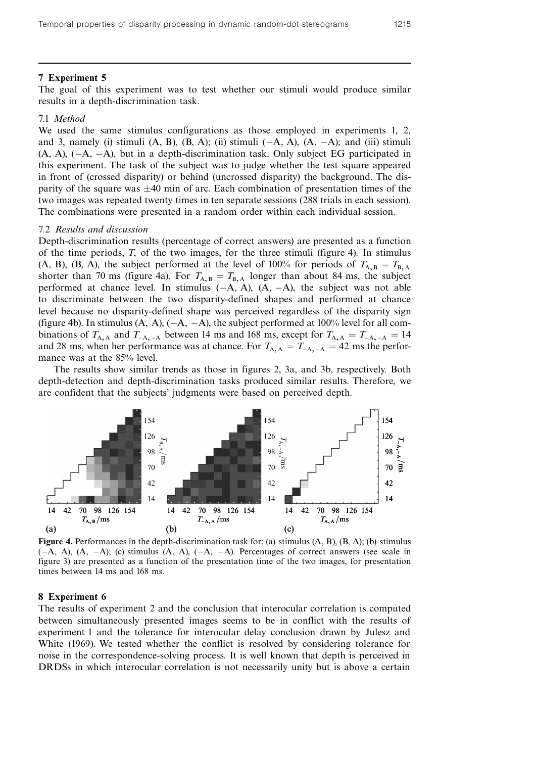## 7 Experiment 5

The goal of this experiment was to test whether our stimuli would produce similar results in a depth-discrimination task.

### 7.1 *Method*

We used the same stimulus configurations as those employed in experiments 1, 2, and 3, namely (i) stimuli (A, B), (B, A); (ii) stimuli (−A, A), (A, −A); and (iii) stimuli (A, A), (−A, −A), but in a depth-discrimination task. Only subject EG participated in this experiment. The task of the subject was to judge whether the test square appeared in front of (crossed disparity) or behind (uncrossed disparity) the background. The disparity of the square was ±40 min of arc. Each combination of presentation times of the two images was repeated twenty times in ten separate sessions (288 trials in each session). The combinations were presented in a random order within each individual session.

### 7.2 *Results and discussion*

Depth-discrimination results (percentage of correct answers) are presented as a function of the time periods, $T$, of the two images, for the three stimuli (figure 4). In stimulus (A, B), (B, A), the subject performed at the level of 100% for periods of $T_{\mathrm{A,B}} = T_{\mathrm{B,A}}$ shorter than 70 ms (figure 4a). For $T_{\mathrm{A,B}} = T_{\mathrm{B,A}}$ longer than about 84 ms, the subject performed at chance level. In stimulus (−A, A), (A, −A), the subject was not able to discriminate between the two disparity-defined shapes and performed at chance level because no disparity-defined shape was perceived regardless of the disparity sign (figure 4b). In stimulus (A, A), (−A, −A), the subject performed at 100% level for all combinations of $T_{\mathrm{A,A}}$ and $T_{-\mathrm{A},-\mathrm{A}}$ between 14 ms and 168 ms, except for $T_{\mathrm{A,A}} = T_{-\mathrm{A},-\mathrm{A}} = 14$ and 28 ms, when her performance was at chance. For $T_{\mathrm{A,A}} = T_{-\mathrm{A},-\mathrm{A}} = 42$ ms the performance was at the 85% level.

The results show similar trends as those in figures 2, 3a, and 3b, respectively. Both depth-detection and depth-discrimination tasks produced similar results. Therefore, we are confident that the subjects' judgments were based on perceived depth.

**Figure 4.** Performances in the depth-discrimination task for: (a) stimulus (A, B), (B, A); (b) stimulus (−A, A), (A, −A); (c) stimulus (A, A), (−A, −A). Percentages of correct answers (see scale in figure 3) are presented as a function of the presentation time of the two images, for presentation times between 14 ms and 168 ms.

## 8 Experiment 6

The results of experiment 2 and the conclusion that interocular correlation is computed between simultaneously presented images seems to be in conflict with the results of experiment 1 and the tolerance for interocular delay conclusion drawn by Julesz and White (1969). We tested whether the conflict is resolved by considering tolerance for noise in the correspondence-solving process. It is well known that depth is perceived in DRDSs in which interocular correlation is not necessarily unity but is above a certain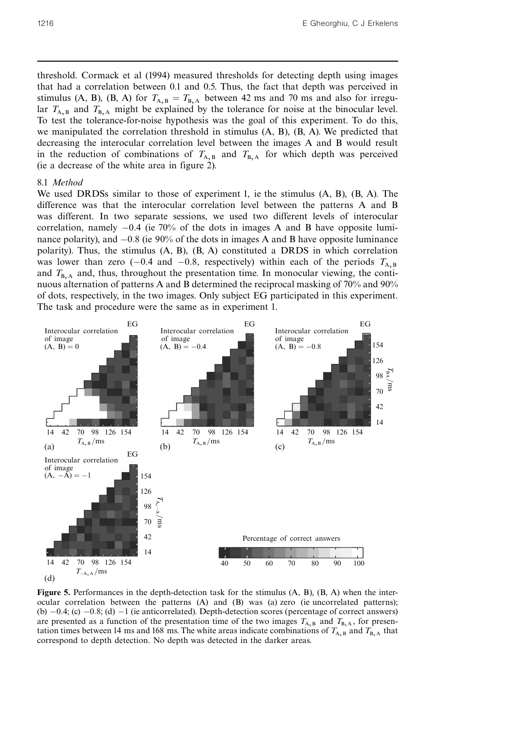threshold. Cormack et al (1994) measured thresholds for detecting depth using images that had a correlation between 0.1 and 0.5. Thus, the fact that depth was perceived in stimulus (A, B), (B, A) for $T_{A,B} = T_{B,A}$ between 42 ms and 70 ms and also for irregular $T_{A,B}$ and $T_{B,A}$ might be explained by the tolerance for noise at the binocular level. To test the tolerance-for-noise hypothesis was the goal of this experiment. To do this, we manipulated the correlation threshold in stimulus (A, B), (B, A). We predicted that decreasing the interocular correlation level between the images A and B would result in the reduction of combinations of $T_{A,B}$ and $T_{B,A}$ for which depth was perceived (ie a decrease of the white area in figure 2).

### 8.1 *Method*

We used DRDSs similar to those of experiment 1, ie the stimulus (A, B), (B, A). The difference was that the interocular correlation level between the patterns A and B was different. In two separate sessions, we used two different levels of interocular correlation, namely $-0.4$ (ie 70% of the dots in images A and B have opposite luminance polarity), and $-0.8$ (ie 90% of the dots in images A and B have opposite luminance polarity). Thus, the stimulus (A, B), (B, A) constituted a DRDS in which correlation was lower than zero ($-0.4$ and $-0.8$, respectively) within each of the periods $T_{A,B}$ and $T_{B,A}$ and, thus, throughout the presentation time. In monocular viewing, the continuous alternation of patterns A and B determined the reciprocal masking of 70% and 90% of dots, respectively, in the two images. Only subject EG participated in this experiment. The task and procedure were the same as in experiment 1.

**Figure 5.** Performances in the depth-detection task for the stimulus (A, B), (B, A) when the interocular correlation between the patterns (A) and (B) was (a) zero (ie uncorrelated patterns); (b) $-0.4$; (c) $-0.8$; (d) $-1$ (ie anticorrelated). Depth-detection scores (percentage of correct answers) are presented as a function of the presentation time of the two images $T_{A,B}$ and $T_{B,A}$, for presentation times between 14 ms and 168 ms. The white areas indicate combinations of $T_{A,B}$ and $T_{B,A}$ that correspond to depth detection. No depth was detected in the darker areas.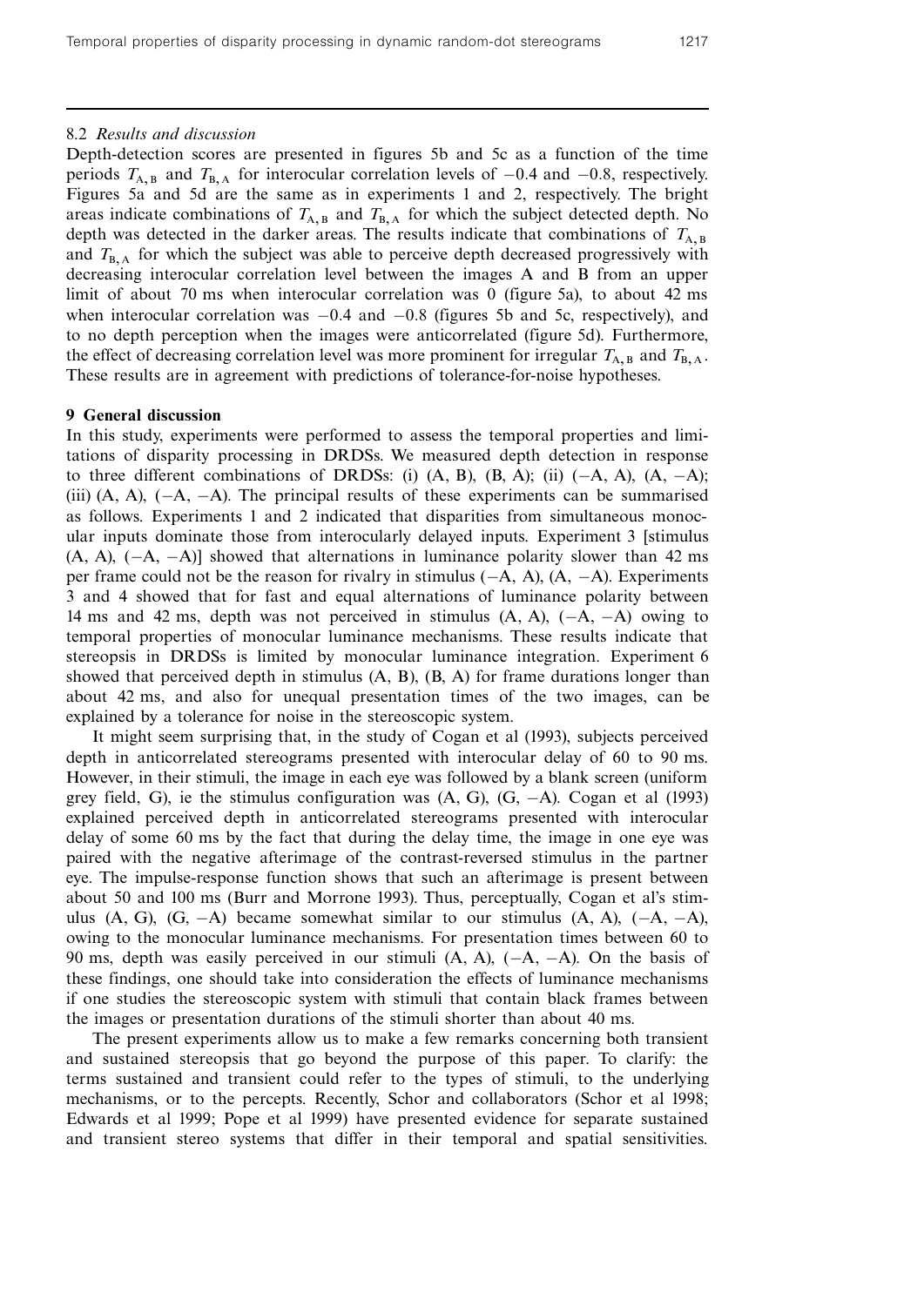### 8.2 *Results and discussion*

Depth-detection scores are presented in figures 5b and 5c as a function of the time periods $T_{A,B}$ and $T_{B,A}$ for interocular correlation levels of $-0.4$ and $-0.8$, respectively. Figures 5a and 5d are the same as in experiments 1 and 2, respectively. The bright areas indicate combinations of $T_{A,B}$ and $T_{B,A}$ for which the subject detected depth. No depth was detected in the darker areas. The results indicate that combinations of $T_{A,B}$ and $T_{B,A}$ for which the subject was able to perceive depth decreased progressively with decreasing interocular correlation level between the images A and B from an upper limit of about 70 ms when interocular correlation was 0 (figure 5a), to about 42 ms when interocular correlation was $-0.4$ and $-0.8$ (figures 5b and 5c, respectively), and to no depth perception when the images were anticorrelated (figure 5d). Furthermore, the effect of decreasing correlation level was more prominent for irregular $T_{A,B}$ and $T_{B,A}$. These results are in agreement with predictions of tolerance-for-noise hypotheses.

## 9 General discussion

In this study, experiments were performed to assess the temporal properties and limitations of disparity processing in DRDSs. We measured depth detection in response to three different combinations of DRDSs: (i) (A, B), (B, A); (ii) ($-$A, A), (A, $-$A); (iii) (A, A), ($-$A, $-$A). The principal results of these experiments can be summarised as follows. Experiments 1 and 2 indicated that disparities from simultaneous monocular inputs dominate those from interocularly delayed inputs. Experiment 3 [stimulus (A, A), ($-$A, $-$A)] showed that alternations in luminance polarity slower than 42 ms per frame could not be the reason for rivalry in stimulus ($-$A, A), (A, $-$A). Experiments 3 and 4 showed that for fast and equal alternations of luminance polarity between 14 ms and 42 ms, depth was not perceived in stimulus (A, A), ($-$A, $-$A) owing to temporal properties of monocular luminance mechanisms. These results indicate that stereopsis in DRDSs is limited by monocular luminance integration. Experiment 6 showed that perceived depth in stimulus (A, B), (B, A) for frame durations longer than about 42 ms, and also for unequal presentation times of the two images, can be explained by a tolerance for noise in the stereoscopic system.

It might seem surprising that, in the study of Cogan et al (1993), subjects perceived depth in anticorrelated stereograms presented with interocular delay of 60 to 90 ms. However, in their stimuli, the image in each eye was followed by a blank screen (uniform grey field, G), ie the stimulus configuration was (A, G), (G, $-$A). Cogan et al (1993) explained perceived depth in anticorrelated stereograms presented with interocular delay of some 60 ms by the fact that during the delay time, the image in one eye was paired with the negative afterimage of the contrast-reversed stimulus in the partner eye. The impulse-response function shows that such an afterimage is present between about 50 and 100 ms (Burr and Morrone 1993). Thus, perceptually, Cogan et al's stimulus (A, G), (G, $-$A) became somewhat similar to our stimulus (A, A), ($-$A, $-$A), owing to the monocular luminance mechanisms. For presentation times between 60 to 90 ms, depth was easily perceived in our stimuli (A, A), ($-$A, $-$A). On the basis of these findings, one should take into consideration the effects of luminance mechanisms if one studies the stereoscopic system with stimuli that contain black frames between the images or presentation durations of the stimuli shorter than about 40 ms.

The present experiments allow us to make a few remarks concerning both transient and sustained stereopsis that go beyond the purpose of this paper. To clarify: the terms sustained and transient could refer to the types of stimuli, to the underlying mechanisms, or to the percepts. Recently, Schor and collaborators (Schor et al 1998; Edwards et al 1999; Pope et al 1999) have presented evidence for separate sustained and transient stereo systems that differ in their temporal and spatial sensitivities.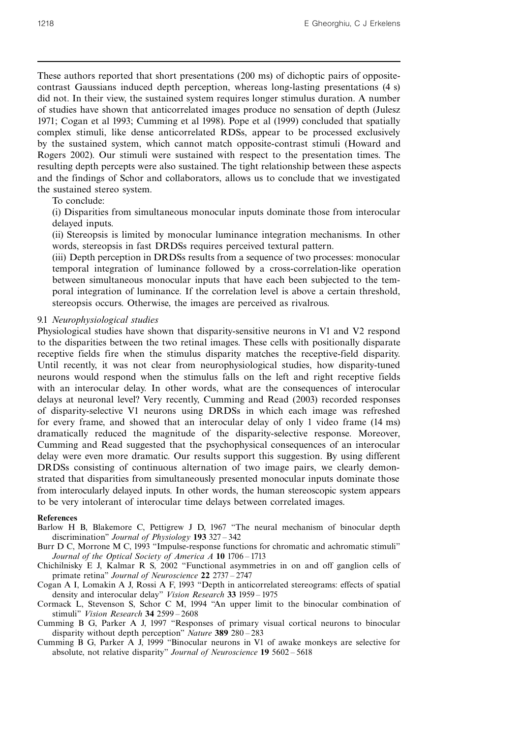These authors reported that short presentations (200 ms) of dichoptic pairs of opposite-contrast Gaussians induced depth perception, whereas long-lasting presentations (4 s) did not. In their view, the sustained system requires longer stimulus duration. A number of studies have shown that anticorrelated images produce no sensation of depth (Julesz 1971; Cogan et al 1993; Cumming et al 1998). Pope et al (1999) concluded that spatially complex stimuli, like dense anticorrelated RDSs, appear to be processed exclusively by the sustained system, which cannot match opposite-contrast stimuli (Howard and Rogers 2002). Our stimuli were sustained with respect to the presentation times. The resulting depth percepts were also sustained. The tight relationship between these aspects and the findings of Schor and collaborators, allows us to conclude that we investigated the sustained stereo system.

To conclude:

(i) Disparities from simultaneous monocular inputs dominate those from interocular delayed inputs.

(ii) Stereopsis is limited by monocular luminance integration mechanisms. In other words, stereopsis in fast DRDSs requires perceived textural pattern.

(iii) Depth perception in DRDSs results from a sequence of two processes: monocular temporal integration of luminance followed by a cross-correlation-like operation between simultaneous monocular inputs that have each been subjected to the temporal integration of luminance. If the correlation level is above a certain threshold, stereopsis occurs. Otherwise, the images are perceived as rivalrous.

### 9.1 *Neurophysiological studies*

Physiological studies have shown that disparity-sensitive neurons in V1 and V2 respond to the disparities between the two retinal images. These cells with positionally disparate receptive fields fire when the stimulus disparity matches the receptive-field disparity. Until recently, it was not clear from neurophysiological studies, how disparity-tuned neurons would respond when the stimulus falls on the left and right receptive fields with an interocular delay. In other words, what are the consequences of interocular delays at neuronal level? Very recently, Cumming and Read (2003) recorded responses of disparity-selective V1 neurons using DRDSs in which each image was refreshed for every frame, and showed that an interocular delay of only 1 video frame (14 ms) dramatically reduced the magnitude of the disparity-selective response. Moreover, Cumming and Read suggested that the psychophysical consequences of an interocular delay were even more dramatic. Our results support this suggestion. By using different DRDSs consisting of continuous alternation of two image pairs, we clearly demonstrated that disparities from simultaneously presented monocular inputs dominate those from interocularly delayed inputs. In other words, the human stereoscopic system appears to be very intolerant of interocular time delays between correlated images.

**References**

Barlow H B, Blakemore C, Pettigrew J D, 1967 "The neural mechanism of binocular depth discrimination" *Journal of Physiology* **193** 327 – 342

Burr D C, Morrone M C, 1993 "Impulse-response functions for chromatic and achromatic stimuli" *Journal of the Optical Society of America A* **10** 1706 – 1713

Chichilnisky E J, Kalmar R S, 2002 "Functional asymmetries in on and off ganglion cells of primate retina" *Journal of Neuroscience* **22** 2737 – 2747

Cogan A I, Lomakin A J, Rossi A F, 1993 "Depth in anticorrelated stereograms: effects of spatial density and interocular delay" *Vision Research* **33** 1959 – 1975

Cormack L, Stevenson S, Schor C M, 1994 "An upper limit to the binocular combination of stimuli" *Vision Research* **34** 2599 – 2608

Cumming B G, Parker A J, 1997 "Responses of primary visual cortical neurons to binocular disparity without depth perception" *Nature* **389** 280 – 283

Cumming B G, Parker A J, 1999 "Binocular neurons in V1 of awake monkeys are selective for absolute, not relative disparity" *Journal of Neuroscience* **19** 5602 – 5618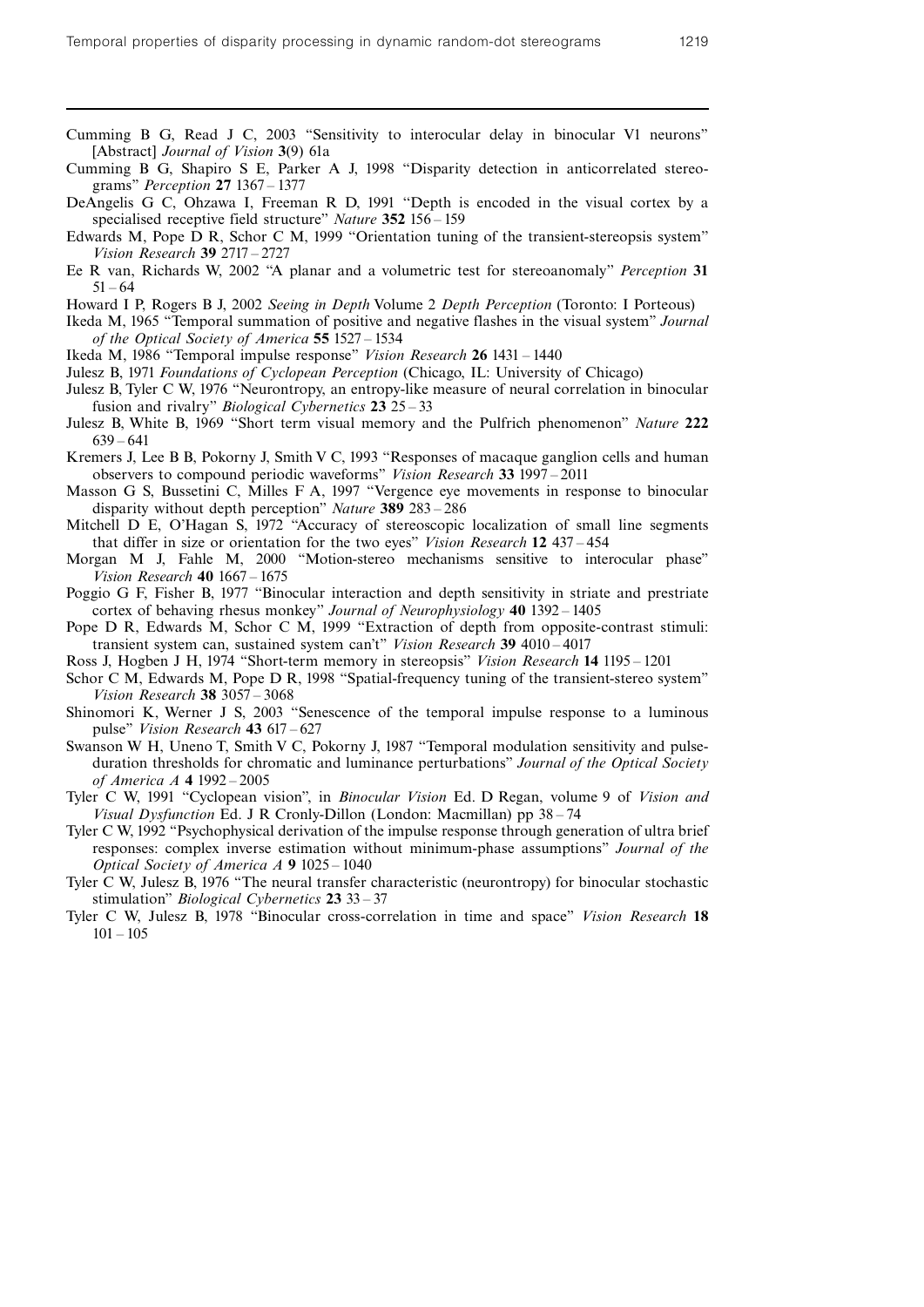Cumming B G, Read J C, 2003 "Sensitivity to interocular delay in binocular V1 neurons" [Abstract] *Journal of Vision* **3**(9) 61a

Cumming B G, Shapiro S E, Parker A J, 1998 "Disparity detection in anticorrelated stereograms" *Perception* **27** 1367 – 1377

DeAngelis G C, Ohzawa I, Freeman R D, 1991 "Depth is encoded in the visual cortex by a specialised receptive field structure" *Nature* **352** 156 – 159

Edwards M, Pope D R, Schor C M, 1999 "Orientation tuning of the transient-stereopsis system" *Vision Research* **39** 2717 – 2727

Ee R van, Richards W, 2002 "A planar and a volumetric test for stereoanomaly" *Perception* **31** 51 – 64

Howard I P, Rogers B J, 2002 *Seeing in Depth* Volume 2 *Depth Perception* (Toronto: I Porteous)

Ikeda M, 1965 "Temporal summation of positive and negative flashes in the visual system" *Journal of the Optical Society of America* **55** 1527 – 1534

Ikeda M, 1986 "Temporal impulse response" *Vision Research* **26** 1431 – 1440

Julesz B, 1971 *Foundations of Cyclopean Perception* (Chicago, IL: University of Chicago)

Julesz B, Tyler C W, 1976 "Neurontropy, an entropy-like measure of neural correlation in binocular fusion and rivalry" *Biological Cybernetics* **23** 25 – 33

Julesz B, White B, 1969 "Short term visual memory and the Pulfrich phenomenon" *Nature* **222** 639 – 641

Kremers J, Lee B B, Pokorny J, Smith V C, 1993 "Responses of macaque ganglion cells and human observers to compound periodic waveforms" *Vision Research* **33** 1997 – 2011

Masson G S, Bussetini C, Milles F A, 1997 "Vergence eye movements in response to binocular disparity without depth perception" *Nature* **389** 283 – 286

Mitchell D E, O'Hagan S, 1972 "Accuracy of stereoscopic localization of small line segments that differ in size or orientation for the two eyes" *Vision Research* **12** 437 – 454

Morgan M J, Fahle M, 2000 "Motion-stereo mechanisms sensitive to interocular phase" *Vision Research* **40** 1667 – 1675

Poggio G F, Fisher B, 1977 "Binocular interaction and depth sensitivity in striate and prestriate cortex of behaving rhesus monkey" *Journal of Neurophysiology* **40** 1392 – 1405

Pope D R, Edwards M, Schor C M, 1999 "Extraction of depth from opposite-contrast stimuli: transient system can, sustained system can't" *Vision Research* **39** 4010 – 4017

Ross J, Hogben J H, 1974 "Short-term memory in stereopsis" *Vision Research* **14** 1195 – 1201

Schor C M, Edwards M, Pope D R, 1998 "Spatial-frequency tuning of the transient-stereo system" *Vision Research* **38** 3057 – 3068

Shinomori K, Werner J S, 2003 "Senescence of the temporal impulse response to a luminous pulse" *Vision Research* **43** 617 – 627

Swanson W H, Uneno T, Smith V C, Pokorny J, 1987 "Temporal modulation sensitivity and pulse-duration thresholds for chromatic and luminance perturbations" *Journal of the Optical Society of America A* **4** 1992 – 2005

Tyler C W, 1991 "Cyclopean vision", in *Binocular Vision* Ed. D Regan, volume 9 of *Vision and Visual Dysfunction* Ed. J R Cronly-Dillon (London: Macmillan) pp 38 – 74

Tyler C W, 1992 "Psychophysical derivation of the impulse response through generation of ultra brief responses: complex inverse estimation without minimum-phase assumptions" *Journal of the Optical Society of America A* **9** 1025 – 1040

Tyler C W, Julesz B, 1976 "The neural transfer characteristic (neurontropy) for binocular stochastic stimulation" *Biological Cybernetics* **23** 33 – 37

Tyler C W, Julesz B, 1978 "Binocular cross-correlation in time and space" *Vision Research* **18** 101 – 105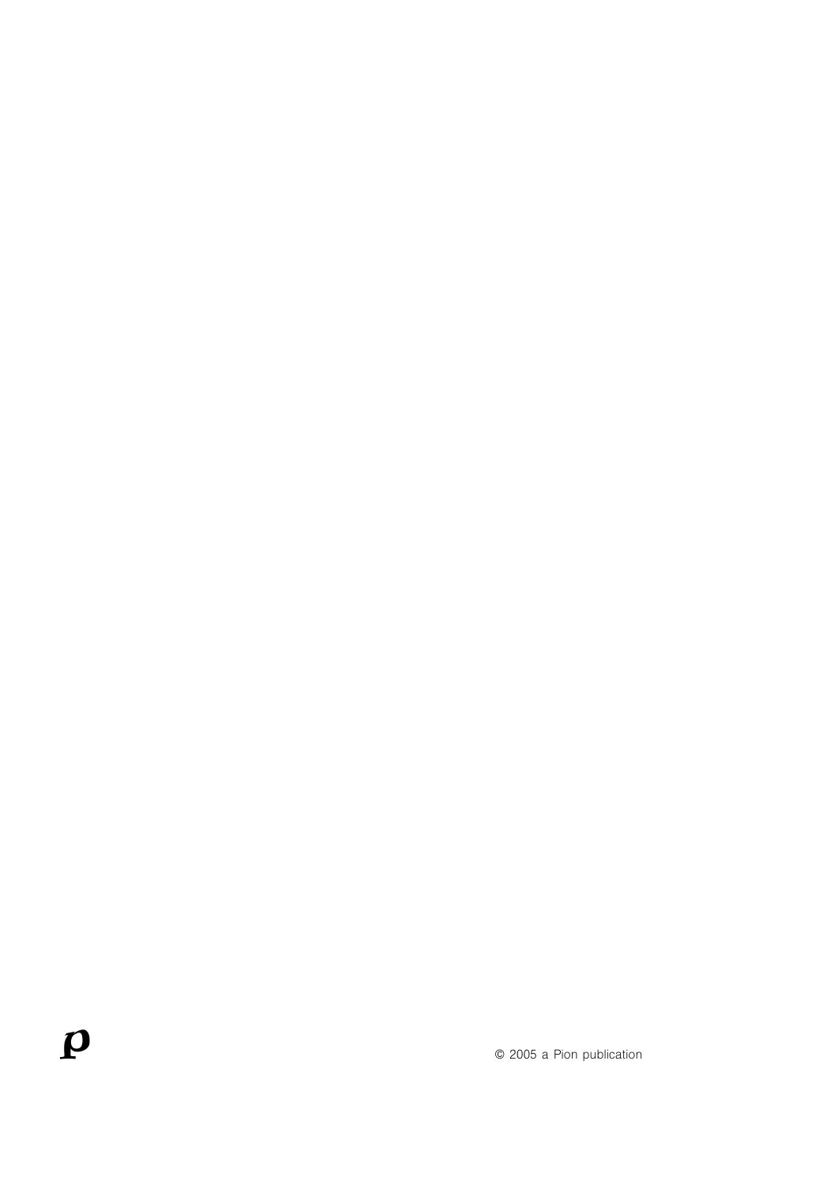**p**

© 2005 a Pion publication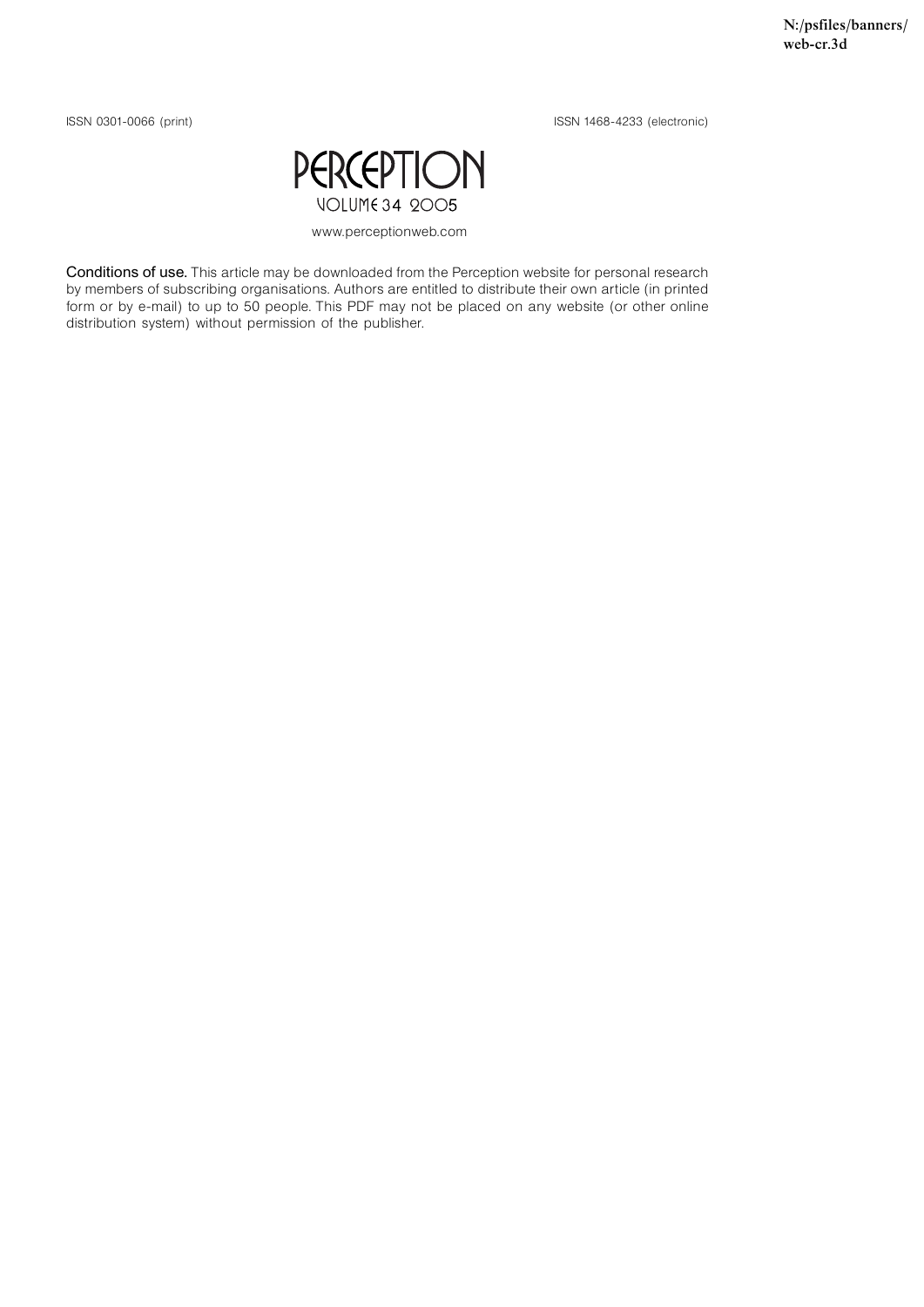ISSN 0301-0066 (print)

ISSN 1468-4233 (electronic)

# PERCEPTION

VOLUME 34 2005

www.perceptionweb.com

**Conditions of use.** This article may be downloaded from the Perception website for personal research by members of subscribing organisations. Authors are entitled to distribute their own article (in printed form or by e-mail) to up to 50 people. This PDF may not be placed on any website (or other online distribution system) without permission of the publisher.